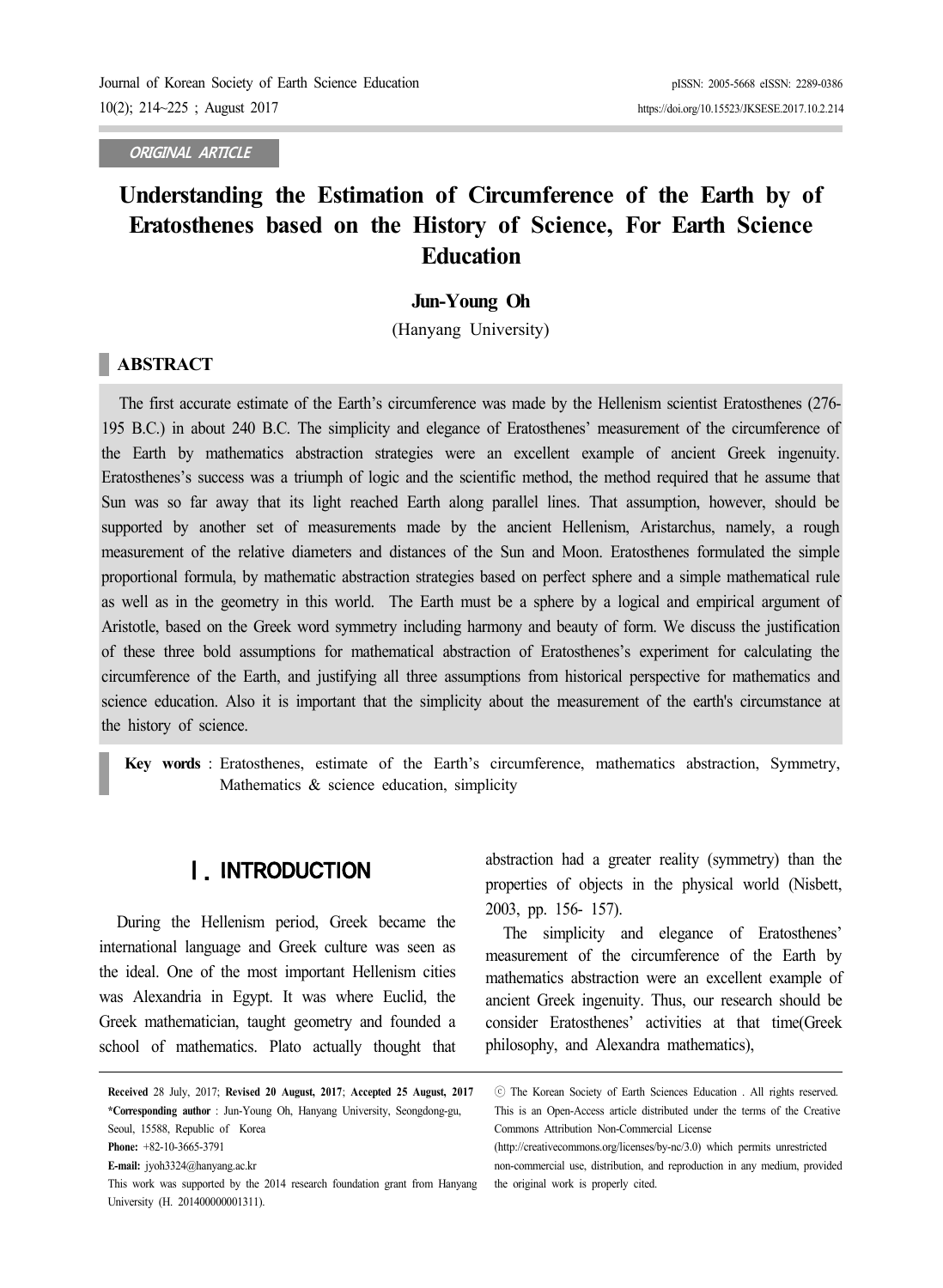ORIGINAL ARTICLE

# Understanding the Estimation of Circumference of the Earth by of Eratosthenes based on the History of Science, For Earth Science Education

**Jun-Young Oh**

(Hanyang University)

## ABSTRACT

The first accurate estimate of the Earth's circumference was made by the Hellenism scientist Eratosthenes (276-195 B.C.) in about 240 B.C. The simplicity and elegance of Eratosthenes' measurement of the circumference of the Earth by mathematics abstraction strategies were an excellent example of ancient Greek ingenuity. Eratosthenes's success was a triumph of logic and the scientific method, the method required that he assume that Sun was so far away that its light reached Earth along parallel lines. That assumption, however, should be supported by another set of measurements made by the ancient Hellenism, Aristarchus, namely, a rough measurement of the relative diameters and distances of the Sun and Moon. Eratosthenes formulated the simple proportional formula, by mathematic abstraction strategies based on perfect sphere and a simple mathematical rule as well as in the geometry in this world. The Earth must be a sphere by a logical and empirical argument of Aristotle, based on the Greek word symmetry including harmony and beauty of form. We discuss the justification of these three bold assumptions for mathematical abstraction of Eratosthenes's experiment for calculating the circumference of the Earth, and justifying all three assumptions from historical perspective for mathematics and science education. Also it is important that the simplicity about the measurement of the earth's circumstance at the history of science.

**Key words** : Eratosthenes, estimate of the Earth's circumference, mathematics abstraction, Symmetry, Mathematics & science education, simplicity

## Ⅰ. INTRODUCTION

During the Hellenism period, Greek became the international language and Greek culture was seen as the ideal. One of the most important Hellenism cities was Alexandria in Egypt. It was where Euclid, the Greek mathematician, taught geometry and founded a school of mathematics. Plato actually thought that abstraction had a greater reality (symmetry) than the properties of objects in the physical world (Nisbett, 2003, pp. 156- 157).

The simplicity and elegance of Eratosthenes' measurement of the circumference of the Earth by mathematics abstraction were an excellent example of ancient Greek ingenuity. Thus, our research should be consider Eratosthenes' activities at that time(Greek philosophy, and Alexandra mathematics),

---

**Received** 28 July, 2017; **Revised 20 August, 2017**; **Accepted 25 August, 2017**
**\*Corresponding author** : Jun-Young Oh, Hanyang University, Seongdong-gu, Seoul, 15588, Republic of Korea
**Phone:** +82-10-3665-3791
**E-mail:** jyoh3324@hanyang.ac.kr
This work was supported by the 2014 research foundation grant from Hanyang University (H. 201400000001311).

ⓒ The Korean Society of Earth Sciences Education . All rights reserved. This is an Open-Access article distributed under the terms of the Creative Commons Attribution Non-Commercial License (http://creativecommons.org/licenses/by-nc/3.0) which permits unrestricted non-commercial use, distribution, and reproduction in any medium, provided the original work is properly cited.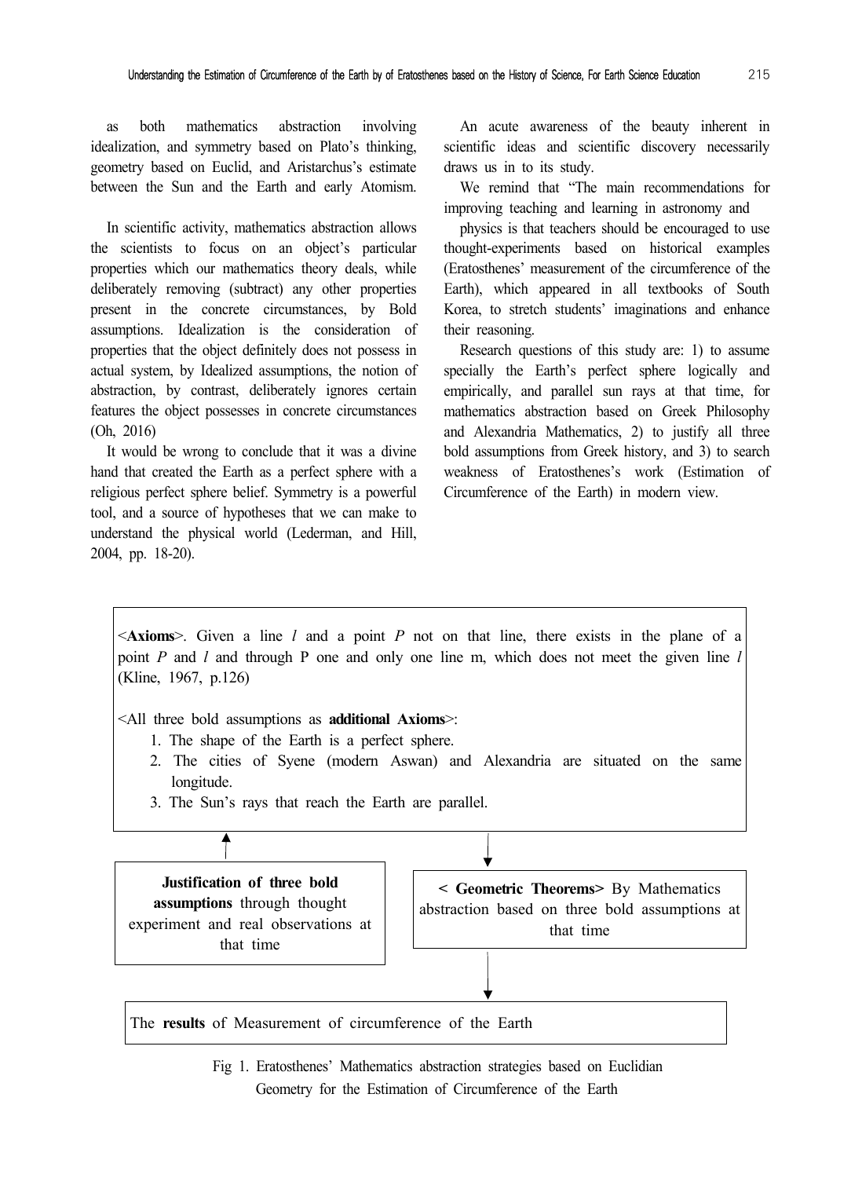as both mathematics abstraction involving idealization, and symmetry based on Plato's thinking, geometry based on Euclid, and Aristarchus's estimate between the Sun and the Earth and early Atomism.

In scientific activity, mathematics abstraction allows the scientists to focus on an object's particular properties which our mathematics theory deals, while deliberately removing (subtract) any other properties present in the concrete circumstances, by Bold assumptions. Idealization is the consideration of properties that the object definitely does not possess in actual system, by Idealized assumptions, the notion of abstraction, by contrast, deliberately ignores certain features the object possesses in concrete circumstances (Oh, 2016)

It would be wrong to conclude that it was a divine hand that created the Earth as a perfect sphere with a religious perfect sphere belief. Symmetry is a powerful tool, and a source of hypotheses that we can make to understand the physical world (Lederman, and Hill, 2004, pp. 18-20).

An acute awareness of the beauty inherent in scientific ideas and scientific discovery necessarily draws us in to its study.

We remind that "The main recommendations for improving teaching and learning in astronomy and physics is that teachers should be encouraged to use thought-experiments based on historical examples (Eratosthenes' measurement of the circumference of the Earth), which appeared in all textbooks of South Korea, to stretch students' imaginations and enhance their reasoning.

Research questions of this study are: 1) to assume specially the Earth's perfect sphere logically and empirically, and parallel sun rays at that time, for mathematics abstraction based on Greek Philosophy and Alexandria Mathematics, 2) to justify all three bold assumptions from Greek history, and 3) to search weakness of Eratosthenes's work (Estimation of Circumference of the Earth) in modern view.

<**Axioms**>. Given a line *l* and a point *P* not on that line, there exists in the plane of a point *P* and *l* and through P one and only one line m, which does not meet the given line *l* (Kline, 1967, p.126)

<All three bold assumptions as **additional Axioms**>:

1. The shape of the Earth is a perfect sphere.
2. The cities of Syene (modern Aswan) and Alexandria are situated on the same longitude.
3. The Sun's rays that reach the Earth are parallel.

**Justification of three bold assumptions** through thought experiment and real observations at that time

**< Geometric Theorems>** By Mathematics abstraction based on three bold assumptions at that time

The **results** of Measurement of circumference of the Earth

Fig 1. Eratosthenes' Mathematics abstraction strategies based on Euclidian Geometry for the Estimation of Circumference of the Earth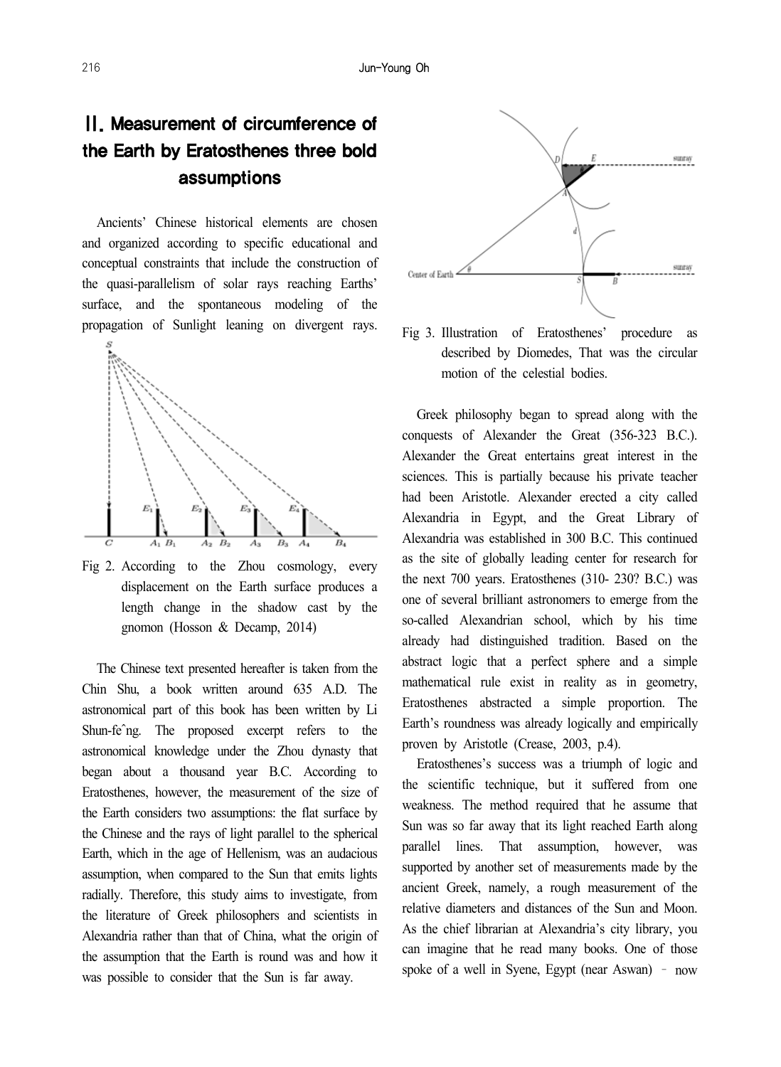## II. Measurement of circumference of the Earth by Eratosthenes three bold assumptions

Ancients' Chinese historical elements are chosen and organized according to specific educational and conceptual constraints that include the construction of the quasi-parallelism of solar rays reaching Earths' surface, and the spontaneous modeling of the propagation of Sunlight leaning on divergent rays.

Fig 2. According to the Zhou cosmology, every displacement on the Earth surface produces a length change in the shadow cast by the gnomon (Hosson & Decamp, 2014)

The Chinese text presented hereafter is taken from the Chin Shu, a book written around 635 A.D. The astronomical part of this book has been written by Li Shun-feˆng. The proposed excerpt refers to the astronomical knowledge under the Zhou dynasty that began about a thousand year B.C. According to Eratosthenes, however, the measurement of the size of the Earth considers two assumptions: the flat surface by the Chinese and the rays of light parallel to the spherical Earth, which in the age of Hellenism, was an audacious assumption, when compared to the Sun that emits lights radially. Therefore, this study aims to investigate, from the literature of Greek philosophers and scientists in Alexandria rather than that of China, what the origin of the assumption that the Earth is round was and how it was possible to consider that the Sun is far away.

Fig 3. Illustration of Eratosthenes' procedure as described by Diomedes, That was the circular motion of the celestial bodies.

Greek philosophy began to spread along with the conquests of Alexander the Great (356-323 B.C.). Alexander the Great entertains great interest in the sciences. This is partially because his private teacher had been Aristotle. Alexander erected a city called Alexandria in Egypt, and the Great Library of Alexandria was established in 300 B.C. This continued as the site of globally leading center for research for the next 700 years. Eratosthenes (310- 230? B.C.) was one of several brilliant astronomers to emerge from the so-called Alexandrian school, which by his time already had distinguished tradition. Based on the abstract logic that a perfect sphere and a simple mathematical rule exist in reality as in geometry, Eratosthenes abstracted a simple proportion. The Earth's roundness was already logically and empirically proven by Aristotle (Crease, 2003, p.4).

Eratosthenes's success was a triumph of logic and the scientific technique, but it suffered from one weakness. The method required that he assume that Sun was so far away that its light reached Earth along parallel lines. That assumption, however, was supported by another set of measurements made by the ancient Greek, namely, a rough measurement of the relative diameters and distances of the Sun and Moon. As the chief librarian at Alexandria's city library, you can imagine that he read many books. One of those spoke of a well in Syene, Egypt (near Aswan) – now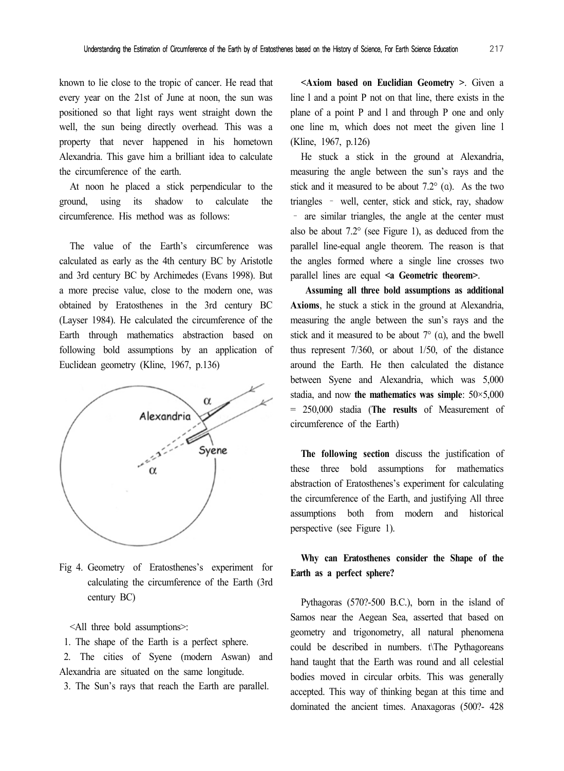known to lie close to the tropic of cancer. He read that every year on the 21st of June at noon, the sun was positioned so that light rays went straight down the well, the sun being directly overhead. This was a property that never happened in his hometown Alexandria. This gave him a brilliant idea to calculate the circumference of the earth.

At noon he placed a stick perpendicular to the ground, using its shadow to calculate the circumference. His method was as follows:

The value of the Earth's circumference was calculated as early as the 4th century BC by Aristotle and 3rd century BC by Archimedes (Evans 1998). But a more precise value, close to the modern one, was obtained by Eratosthenes in the 3rd century BC (Layser 1984). He calculated the circumference of the Earth through mathematics abstraction based on following bold assumptions by an application of Euclidean geometry (Kline, 1967, p.136)

Fig 4. Geometry of Eratosthenes's experiment for calculating the circumference of the Earth (3rd century BC)

<All three bold assumptions>:

1. The shape of the Earth is a perfect sphere.
2. The cities of Syene (modern Aswan) and Alexandria are situated on the same longitude.
3. The Sun's rays that reach the Earth are parallel.

**<Axiom based on Euclidian Geometry >**. Given a line l and a point P not on that line, there exists in the plane of a point P and l and through P one and only one line m, which does not meet the given line l (Kline, 1967, p.126)

He stuck a stick in the ground at Alexandria, measuring the angle between the sun's rays and the stick and it measured to be about 7.2° (α). As the two triangles – well, center, stick and stick, ray, shadow – are similar triangles, the angle at the center must also be about 7.2° (see Figure 1), as deduced from the parallel line-equal angle theorem. The reason is that the angles formed where a single line crosses two parallel lines are equal **<a Geometric theorem>**.

**Assuming all three bold assumptions as additional Axioms**, he stuck a stick in the ground at Alexandria, measuring the angle between the sun's rays and the stick and it measured to be about 7° (α), and the bwell thus represent 7/360, or about 1/50, of the distance around the Earth. He then calculated the distance between Syene and Alexandria, which was 5,000 stadia, and now **the mathematics was simple**: 50×5,000 = 250,000 stadia (**The results** of Measurement of circumference of the Earth)

**The following section** discuss the justification of these three bold assumptions for mathematics abstraction of Eratosthenes's experiment for calculating the circumference of the Earth, and justifying All three assumptions both from modern and historical perspective (see Figure 1).

**Why can Eratosthenes consider the Shape of the Earth as a perfect sphere?**

Pythagoras (570?-500 B.C.), born in the island of Samos near the Aegean Sea, asserted that based on geometry and trigonometry, all natural phenomena could be described in numbers. t\The Pythagoreans hand taught that the Earth was round and all celestial bodies moved in circular orbits. This was generally accepted. This way of thinking began at this time and dominated the ancient times. Anaxagoras (500?- 428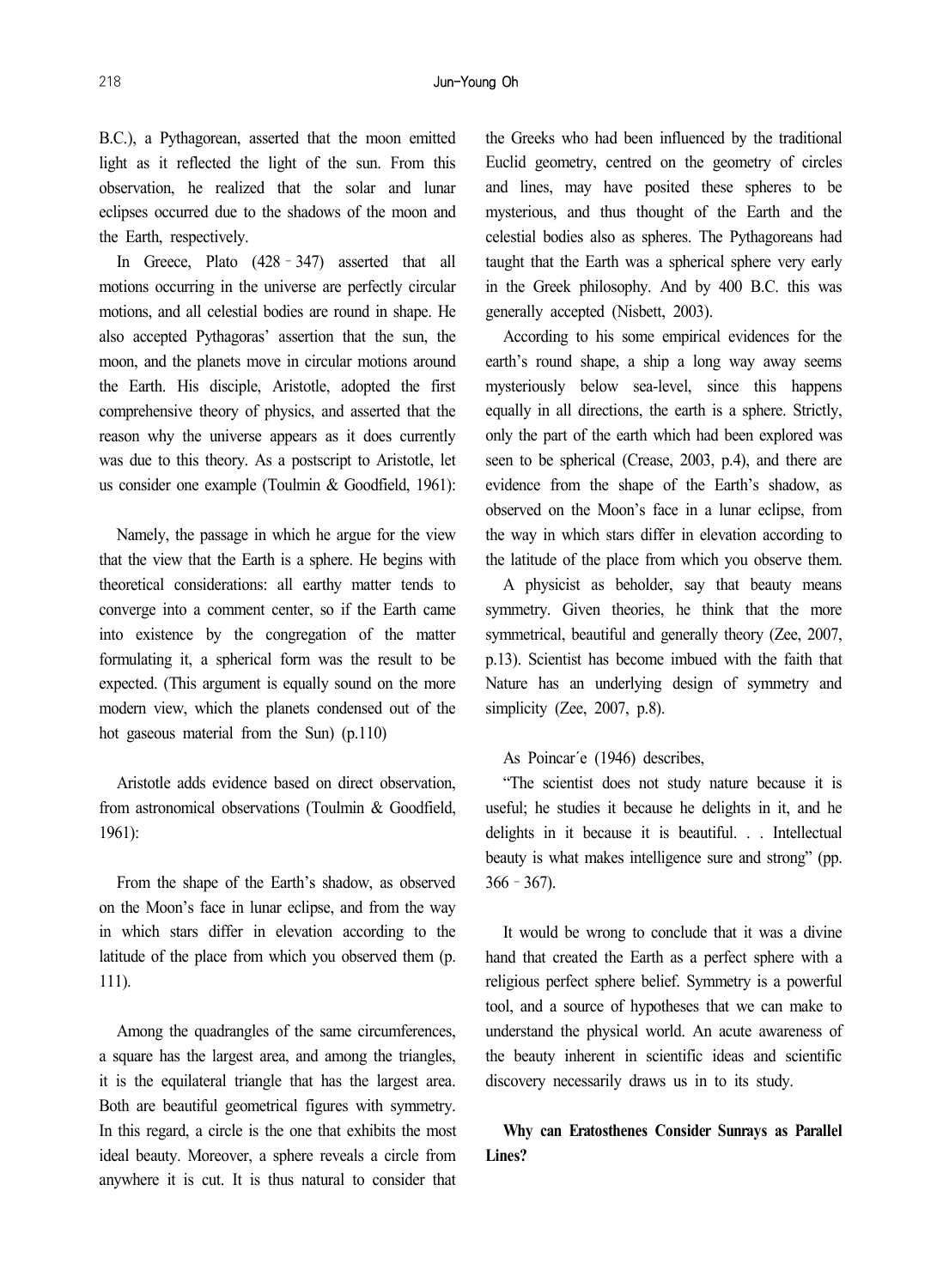B.C.), a Pythagorean, asserted that the moon emitted light as it reflected the light of the sun. From this observation, he realized that the solar and lunar eclipses occurred due to the shadows of the moon and the Earth, respectively.

In Greece, Plato (428 – 347) asserted that all motions occurring in the universe are perfectly circular motions, and all celestial bodies are round in shape. He also accepted Pythagoras' assertion that the sun, the moon, and the planets move in circular motions around the Earth. His disciple, Aristotle, adopted the first comprehensive theory of physics, and asserted that the reason why the universe appears as it does currently was due to this theory. As a postscript to Aristotle, let us consider one example (Toulmin & Goodfield, 1961):

> Namely, the passage in which he argue for the view that the view that the Earth is a sphere. He begins with theoretical considerations: all earthy matter tends to converge into a comment center, so if the Earth came into existence by the congregation of the matter formulating it, a spherical form was the result to be expected. (This argument is equally sound on the more modern view, which the planets condensed out of the hot gaseous material from the Sun) (p.110)

Aristotle adds evidence based on direct observation, from astronomical observations (Toulmin & Goodfield, 1961):

> From the shape of the Earth's shadow, as observed on the Moon's face in lunar eclipse, and from the way in which stars differ in elevation according to the latitude of the place from which you observed them (p. 111).

Among the quadrangles of the same circumferences, a square has the largest area, and among the triangles, it is the equilateral triangle that has the largest area. Both are beautiful geometrical figures with symmetry. In this regard, a circle is the one that exhibits the most ideal beauty. Moreover, a sphere reveals a circle from anywhere it is cut. It is thus natural to consider that the Greeks who had been influenced by the traditional Euclid geometry, centred on the geometry of circles and lines, may have posited these spheres to be mysterious, and thus thought of the Earth and the celestial bodies also as spheres. The Pythagoreans had taught that the Earth was a spherical sphere very early in the Greek philosophy. And by 400 B.C. this was generally accepted (Nisbett, 2003).

According to his some empirical evidences for the earth's round shape, a ship a long way away seems mysteriously below sea-level, since this happens equally in all directions, the earth is a sphere. Strictly, only the part of the earth which had been explored was seen to be spherical (Crease, 2003, p.4), and there are evidence from the shape of the Earth's shadow, as observed on the Moon's face in a lunar eclipse, from the way in which stars differ in elevation according to the latitude of the place from which you observe them.

A physicist as beholder, say that beauty means symmetry. Given theories, he think that the more symmetrical, beautiful and generally theory (Zee, 2007, p.13). Scientist has become imbued with the faith that Nature has an underlying design of symmetry and simplicity (Zee, 2007, p.8).

As Poincar´e (1946) describes,

> "The scientist does not study nature because it is useful; he studies it because he delights in it, and he delights in it because it is beautiful. . . Intellectual beauty is what makes intelligence sure and strong" (pp. 366 – 367).

It would be wrong to conclude that it was a divine hand that created the Earth as a perfect sphere with a religious perfect sphere belief. Symmetry is a powerful tool, and a source of hypotheses that we can make to understand the physical world. An acute awareness of the beauty inherent in scientific ideas and scientific discovery necessarily draws us in to its study.

**Why can Eratosthenes Consider Sunrays as Parallel Lines?**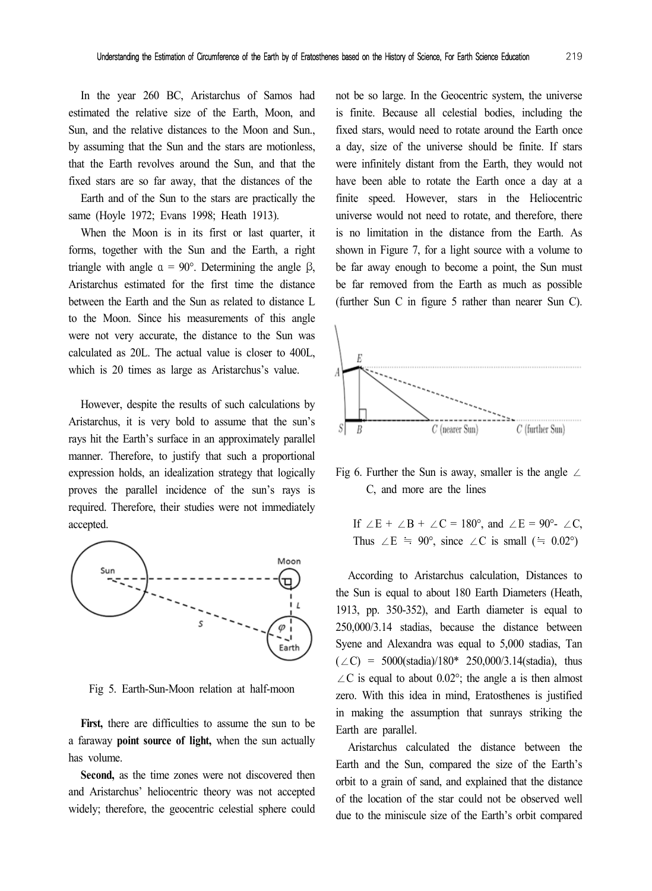In the year 260 BC, Aristarchus of Samos had estimated the relative size of the Earth, Moon, and Sun, and the relative distances to the Moon and Sun., by assuming that the Sun and the stars are motionless, that the Earth revolves around the Sun, and that the fixed stars are so far away, that the distances of the Earth and of the Sun to the stars are practically the same (Hoyle 1972; Evans 1998; Heath 1913).

When the Moon is in its first or last quarter, it forms, together with the Sun and the Earth, a right triangle with angle $\alpha = 90°$. Determining the angle $\beta$, Aristarchus estimated for the first time the distance between the Earth and the Sun as related to distance L to the Moon. Since his measurements of this angle were not very accurate, the distance to the Sun was calculated as 20L. The actual value is closer to 400L, which is 20 times as large as Aristarchus's value.

However, despite the results of such calculations by Aristarchus, it is very bold to assume that the sun's rays hit the Earth's surface in an approximately parallel manner. Therefore, to justify that such a proportional expression holds, an idealization strategy that logically proves the parallel incidence of the sun's rays is required. Therefore, their studies were not immediately accepted.

Fig 5. Earth-Sun-Moon relation at half-moon

**First,** there are difficulties to assume the sun to be a faraway **point source of light,** when the sun actually has volume.

**Second,** as the time zones were not discovered then and Aristarchus' heliocentric theory was not accepted widely; therefore, the geocentric celestial sphere could not be so large. In the Geocentric system, the universe is finite. Because all celestial bodies, including the fixed stars, would need to rotate around the Earth once a day, size of the universe should be finite. If stars were infinitely distant from the Earth, they would not have been able to rotate the Earth once a day at a finite speed. However, stars in the Heliocentric universe would not need to rotate, and therefore, there is no limitation in the distance from the Earth. As shown in Figure 7, for a light source with a volume to be far away enough to become a point, the Sun must be far removed from the Earth as much as possible (further Sun C in figure 5 rather than nearer Sun C).

Fig 6. Further the Sun is away, smaller is the angle $\angle$C, and more are the lines

If $\angle E + \angle B + \angle C = 180°$, and $\angle E = 90° - \angle C$,
Thus $\angle E \fallingdotseq 90°$, since $\angle C$ is small ($\fallingdotseq 0.02°$)

According to Aristarchus calculation, Distances to the Sun is equal to about 180 Earth Diameters (Heath, 1913, pp. 350-352), and Earth diameter is equal to 250,000/3.14 stadias, because the distance between Syene and Alexandra was equal to 5,000 stadias, Tan ($\angle C$) = 5000(stadia)/180* 250,000/3.14(stadia), thus $\angle C$ is equal to about 0.02°; the angle a is then almost zero. With this idea in mind, Eratosthenes is justified in making the assumption that sunrays striking the Earth are parallel.

Aristarchus calculated the distance between the Earth and the Sun, compared the size of the Earth's orbit to a grain of sand, and explained that the distance of the location of the star could not be observed well due to the miniscule size of the Earth's orbit compared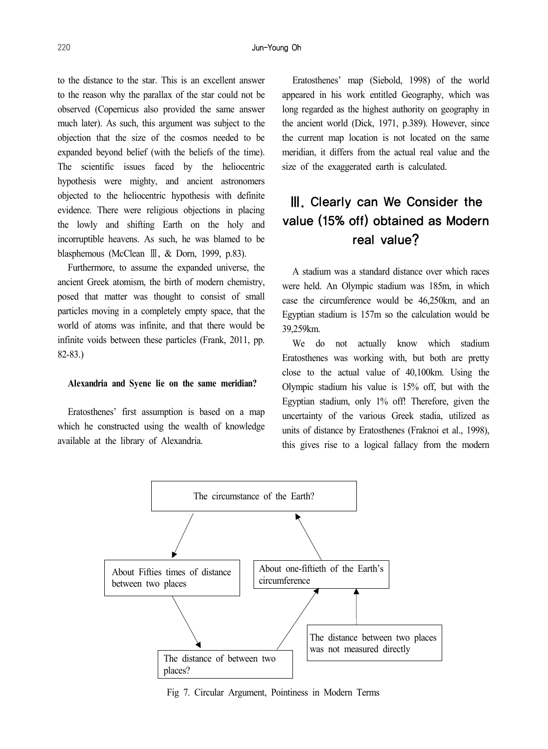to the distance to the star. This is an excellent answer to the reason why the parallax of the star could not be observed (Copernicus also provided the same answer much later). As such, this argument was subject to the objection that the size of the cosmos needed to be expanded beyond belief (with the beliefs of the time). The scientific issues faced by the heliocentric hypothesis were mighty, and ancient astronomers objected to the heliocentric hypothesis with definite evidence. There were religious objections in placing the lowly and shifting Earth on the holy and incorruptible heavens. As such, he was blamed to be blasphemous (McClean Ⅲ, & Dorn, 1999, p.83).

Furthermore, to assume the expanded universe, the ancient Greek atomism, the birth of modern chemistry, posed that matter was thought to consist of small particles moving in a completely empty space, that the world of atoms was infinite, and that there would be infinite voids between these particles (Frank, 2011, pp. 82-83.)

**Alexandria and Syene lie on the same meridian?**

Eratosthenes' first assumption is based on a map which he constructed using the wealth of knowledge available at the library of Alexandria.

Eratosthenes' map (Siebold, 1998) of the world appeared in his work entitled Geography, which was long regarded as the highest authority on geography in the ancient world (Dick, 1971, p.389). However, since the current map location is not located on the same meridian, it differs from the actual real value and the size of the exaggerated earth is calculated.

## Ⅲ. Clearly can We Consider the value (15% off) obtained as Modern real value?

A stadium was a standard distance over which races were held. An Olympic stadium was 185m, in which case the circumference would be 46,250km, and an Egyptian stadium is 157m so the calculation would be 39,259km.

We do not actually know which stadium Eratosthenes was working with, but both are pretty close to the actual value of 40,100km. Using the Olympic stadium his value is 15% off, but with the Egyptian stadium, only 1% off! Therefore, given the uncertainty of the various Greek stadia, utilized as units of distance by Eratosthenes (Fraknoi et al., 1998), this gives rise to a logical fallacy from the modern

The circumstance of the Earth?

About Fifties times of distance between two places

About one-fiftieth of the Earth's circumference

The distance between two places was not measured directly

The distance of between two places?

Fig 7. Circular Argument, Pointiness in Modern Terms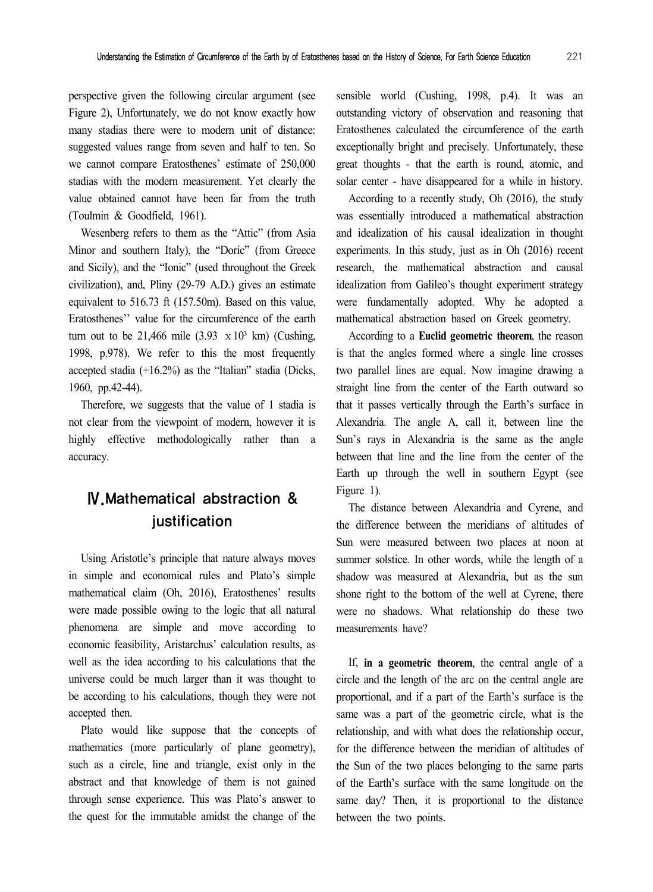perspective given the following circular argument (see Figure 2), Unfortunately, we do not know exactly how many stadias there were to modern unit of distance: suggested values range from seven and half to ten. So we cannot compare Eratosthenes' estimate of 250,000 stadias with the modern measurement. Yet clearly the value obtained cannot have been far from the truth (Toulmin & Goodfield, 1961).

Wesenberg refers to them as the "Attic" (from Asia Minor and southern Italy), the "Doric" (from Greece and Sicily), and the "Ionic" (used throughout the Greek civilization), and, Pliny (29-79 A.D.) gives an estimate equivalent to 516.73 ft (157.50m). Based on this value, Eratosthenes'' value for the circumference of the earth turn out to be 21,466 mile ($3.93 \times 10^3$ km) (Cushing, 1998, p.978). We refer to this the most frequently accepted stadia (+16.2%) as the "Italian" stadia (Dicks, 1960, pp.42-44).

Therefore, we suggests that the value of 1 stadia is not clear from the viewpoint of modern, however it is highly effective methodologically rather than a accuracy.

## Ⅳ. Mathematical abstraction & justification

Using Aristotle's principle that nature always moves in simple and economical rules and Plato's simple mathematical claim (Oh, 2016), Eratosthenes' results were made possible owing to the logic that all natural phenomena are simple and move according to economic feasibility, Aristarchus' calculation results, as well as the idea according to his calculations that the universe could be much larger than it was thought to be according to his calculations, though they were not accepted then.

Plato would like suppose that the concepts of mathematics (more particularly of plane geometry), such as a circle, line and triangle, exist only in the abstract and that knowledge of them is not gained through sense experience. This was Plato's answer to the quest for the immutable amidst the change of the sensible world (Cushing, 1998, p.4). It was an outstanding victory of observation and reasoning that Eratosthenes calculated the circumference of the earth exceptionally bright and precisely. Unfortunately, these great thoughts - that the earth is round, atomic, and solar center - have disappeared for a while in history.

According to a recently study, Oh (2016), the study was essentially introduced a mathematical abstraction and idealization of his causal idealization in thought experiments. In this study, just as in Oh (2016) recent research, the mathematical abstraction and causal idealization from Galileo's thought experiment strategy were fundamentally adopted. Why he adopted a mathematical abstraction based on Greek geometry.

According to a **Euclid geometric theorem**, the reason is that the angles formed where a single line crosses two parallel lines are equal. Now imagine drawing a straight line from the center of the Earth outward so that it passes vertically through the Earth's surface in Alexandria. The angle A, call it, between line the Sun's rays in Alexandria is the same as the angle between that line and the line from the center of the Earth up through the well in southern Egypt (see Figure 1).

The distance between Alexandria and Cyrene, and the difference between the meridians of altitudes of Sun were measured between two places at noon at summer solstice. In other words, while the length of a shadow was measured at Alexandria, but as the sun shone right to the bottom of the well at Cyrene, there were no shadows. What relationship do these two measurements have?

If, **in a geometric theorem**, the central angle of a circle and the length of the arc on the central angle are proportional, and if a part of the Earth's surface is the same was a part of the geometric circle, what is the relationship, and with what does the relationship occur, for the difference between the meridian of altitudes of the Sun of the two places belonging to the same parts of the Earth's surface with the same longitude on the same day? Then, it is proportional to the distance between the two points.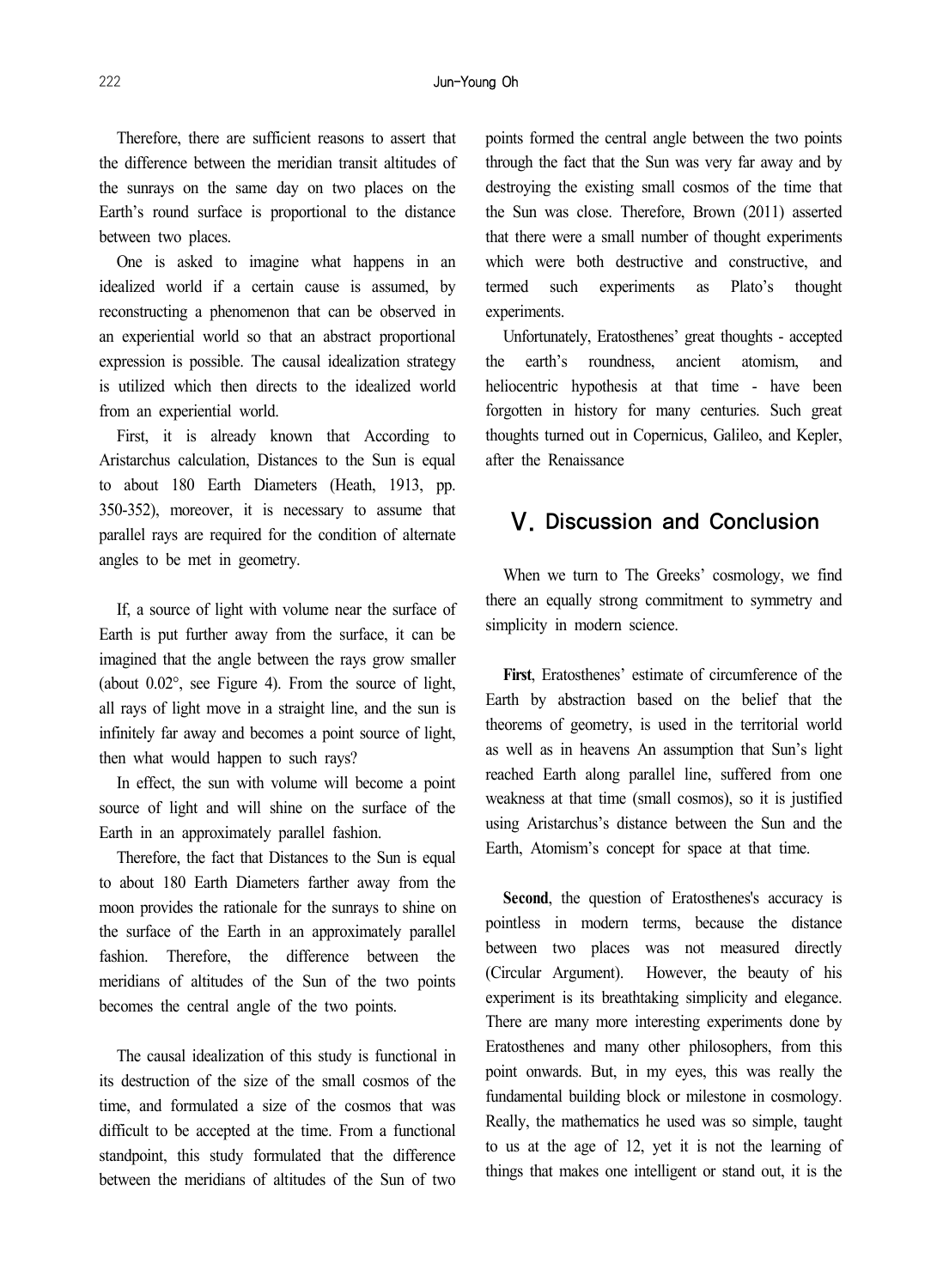Therefore, there are sufficient reasons to assert that the difference between the meridian transit altitudes of the sunrays on the same day on two places on the Earth's round surface is proportional to the distance between two places.

One is asked to imagine what happens in an idealized world if a certain cause is assumed, by reconstructing a phenomenon that can be observed in an experiential world so that an abstract proportional expression is possible. The causal idealization strategy is utilized which then directs to the idealized world from an experiential world.

First, it is already known that According to Aristarchus calculation, Distances to the Sun is equal to about 180 Earth Diameters (Heath, 1913, pp. 350-352), moreover, it is necessary to assume that parallel rays are required for the condition of alternate angles to be met in geometry.

If, a source of light with volume near the surface of Earth is put further away from the surface, it can be imagined that the angle between the rays grow smaller (about 0.02°, see Figure 4). From the source of light, all rays of light move in a straight line, and the sun is infinitely far away and becomes a point source of light, then what would happen to such rays?

In effect, the sun with volume will become a point source of light and will shine on the surface of the Earth in an approximately parallel fashion.

Therefore, the fact that Distances to the Sun is equal to about 180 Earth Diameters farther away from the moon provides the rationale for the sunrays to shine on the surface of the Earth in an approximately parallel fashion. Therefore, the difference between the meridians of altitudes of the Sun of the two points becomes the central angle of the two points.

The causal idealization of this study is functional in its destruction of the size of the small cosmos of the time, and formulated a size of the cosmos that was difficult to be accepted at the time. From a functional standpoint, this study formulated that the difference between the meridians of altitudes of the Sun of two points formed the central angle between the two points through the fact that the Sun was very far away and by destroying the existing small cosmos of the time that the Sun was close. Therefore, Brown (2011) asserted that there were a small number of thought experiments which were both destructive and constructive, and termed such experiments as Plato's thought experiments.

Unfortunately, Eratosthenes' great thoughts - accepted the earth's roundness, ancient atomism, and heliocentric hypothesis at that time - have been forgotten in history for many centuries. Such great thoughts turned out in Copernicus, Galileo, and Kepler, after the Renaissance

## V. Discussion and Conclusion

When we turn to The Greeks' cosmology, we find there an equally strong commitment to symmetry and simplicity in modern science.

**First**, Eratosthenes' estimate of circumference of the Earth by abstraction based on the belief that the theorems of geometry, is used in the territorial world as well as in heavens An assumption that Sun's light reached Earth along parallel line, suffered from one weakness at that time (small cosmos), so it is justified using Aristarchus's distance between the Sun and the Earth, Atomism's concept for space at that time.

**Second**, the question of Eratosthenes's accuracy is pointless in modern terms, because the distance between two places was not measured directly (Circular Argument). However, the beauty of his experiment is its breathtaking simplicity and elegance. There are many more interesting experiments done by Eratosthenes and many other philosophers, from this point onwards. But, in my eyes, this was really the fundamental building block or milestone in cosmology. Really, the mathematics he used was so simple, taught to us at the age of 12, yet it is not the learning of things that makes one intelligent or stand out, it is the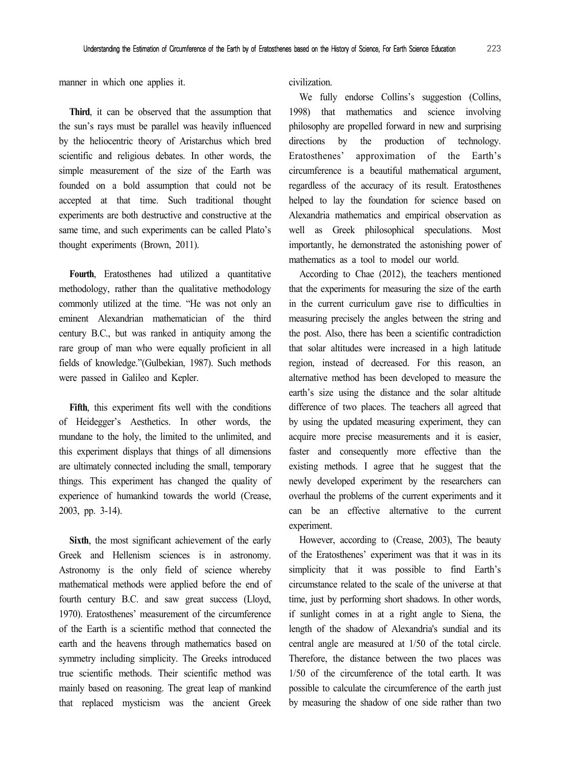manner in which one applies it.

**Third**, it can be observed that the assumption that the sun's rays must be parallel was heavily influenced by the heliocentric theory of Aristarchus which bred scientific and religious debates. In other words, the simple measurement of the size of the Earth was founded on a bold assumption that could not be accepted at that time. Such traditional thought experiments are both destructive and constructive at the same time, and such experiments can be called Plato's thought experiments (Brown, 2011).

**Fourth**, Eratosthenes had utilized a quantitative methodology, rather than the qualitative methodology commonly utilized at the time. "He was not only an eminent Alexandrian mathematician of the third century B.C., but was ranked in antiquity among the rare group of man who were equally proficient in all fields of knowledge."(Gulbekian, 1987). Such methods were passed in Galileo and Kepler.

**Fifth**, this experiment fits well with the conditions of Heidegger's Aesthetics. In other words, the mundane to the holy, the limited to the unlimited, and this experiment displays that things of all dimensions are ultimately connected including the small, temporary things. This experiment has changed the quality of experience of humankind towards the world (Crease, 2003, pp. 3-14).

**Sixth**, the most significant achievement of the early Greek and Hellenism sciences is in astronomy. Astronomy is the only field of science whereby mathematical methods were applied before the end of fourth century B.C. and saw great success (Lloyd, 1970). Eratosthenes' measurement of the circumference of the Earth is a scientific method that connected the earth and the heavens through mathematics based on symmetry including simplicity. The Greeks introduced true scientific methods. Their scientific method was mainly based on reasoning. The great leap of mankind that replaced mysticism was the ancient Greek civilization.

We fully endorse Collins's suggestion (Collins, 1998) that mathematics and science involving philosophy are propelled forward in new and surprising directions by the production of technology. Eratosthenes' approximation of the Earth's circumference is a beautiful mathematical argument, regardless of the accuracy of its result. Eratosthenes helped to lay the foundation for science based on Alexandria mathematics and empirical observation as well as Greek philosophical speculations. Most importantly, he demonstrated the astonishing power of mathematics as a tool to model our world.

According to Chae (2012), the teachers mentioned that the experiments for measuring the size of the earth in the current curriculum gave rise to difficulties in measuring precisely the angles between the string and the post. Also, there has been a scientific contradiction that solar altitudes were increased in a high latitude region, instead of decreased. For this reason, an alternative method has been developed to measure the earth's size using the distance and the solar altitude difference of two places. The teachers all agreed that by using the updated measuring experiment, they can acquire more precise measurements and it is easier, faster and consequently more effective than the existing methods. I agree that he suggest that the newly developed experiment by the researchers can overhaul the problems of the current experiments and it can be an effective alternative to the current experiment.

However, according to (Crease, 2003), The beauty of the Eratosthenes' experiment was that it was in its simplicity that it was possible to find Earth's circumstance related to the scale of the universe at that time, just by performing short shadows. In other words, if sunlight comes in at a right angle to Siena, the length of the shadow of Alexandria's sundial and its central angle are measured at 1/50 of the total circle. Therefore, the distance between the two places was 1/50 of the circumference of the total earth. It was possible to calculate the circumference of the earth just by measuring the shadow of one side rather than two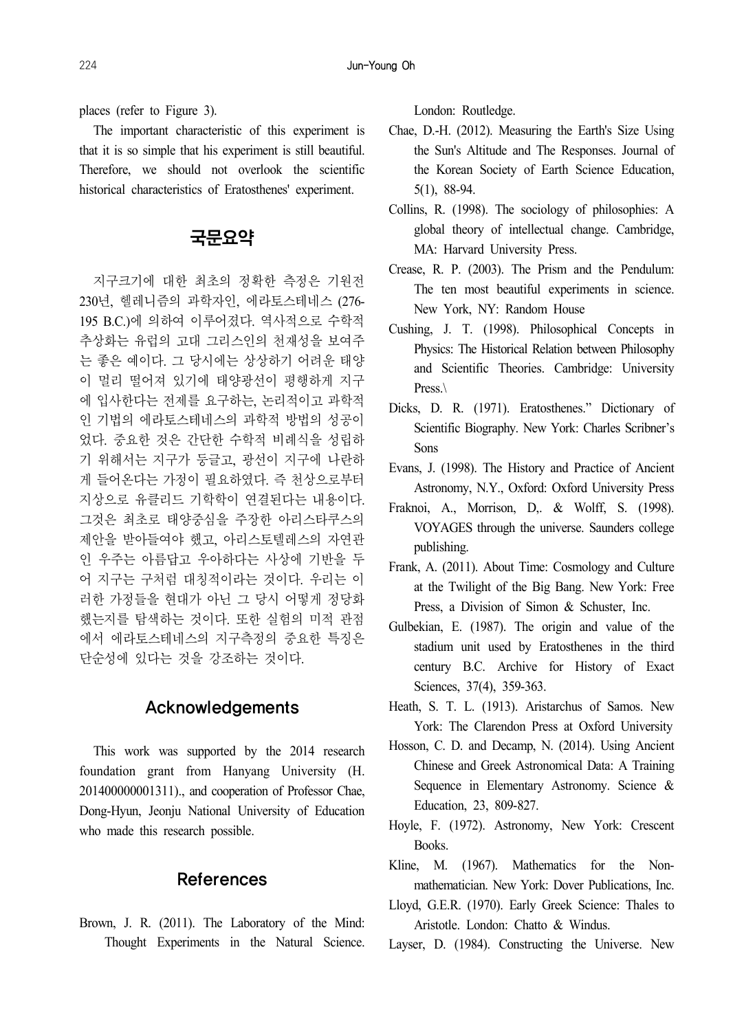places (refer to Figure 3).

The important characteristic of this experiment is that it is so simple that his experiment is still beautiful. Therefore, we should not overlook the scientific historical characteristics of Eratosthenes' experiment.

## 국문요약

지구크기에 대한 최초의 정확한 측정은 기원전 230년, 헬레니즘의 과학자인, 에라토스테네스 (276-195 B.C.)에 의하여 이루어졌다. 역사적으로 수학적 추상화는 유럽의 고대 그리스인의 천재성을 보여주는 좋은 예이다. 그 당시에는 상상하기 어려운 태양이 멀리 떨어져 있기에 태양광선이 평행하게 지구에 입사한다는 전제를 요구하는, 논리적이고 과학적인 기법의 에라토스테네스의 과학적 방법의 성공이었다. 중요한 것은 간단한 수학적 비례식을 성립하기 위해서는 지구가 둥글고, 광선이 지구에 나란하게 들어온다는 가정이 필요하였다. 즉 천상으로부터 지상으로 유클리드 기하학이 연결된다는 내용이다. 그것은 최초로 태양중심을 주장한 아리스타쿠스의 제안을 받아들여야 했고, 아리스토텔레스의 자연관인 우주는 아름답고 우아하다는 사상에 기반을 두어 지구는 구처럼 대칭적이라는 것이다. 우리는 이러한 가정들을 현대가 아닌 그 당시 어떻게 정당화했는지를 탐색하는 것이다. 또한 실험의 미적 관점에서 에라토스테네스의 지구측정의 중요한 특징은 단순성에 있다는 것을 강조하는 것이다.

## Acknowledgements

This work was supported by the 2014 research foundation grant from Hanyang University (H. 201400000001311)., and cooperation of Professor Chae, Dong-Hyun, Jeonju National University of Education who made this research possible.

## References

Brown, J. R. (2011). The Laboratory of the Mind: Thought Experiments in the Natural Science. London: Routledge.

Chae, D.-H. (2012). Measuring the Earth's Size Using the Sun's Altitude and The Responses. Journal of the Korean Society of Earth Science Education, 5(1), 88-94.

Collins, R. (1998). The sociology of philosophies: A global theory of intellectual change. Cambridge, MA: Harvard University Press.

Crease, R. P. (2003). The Prism and the Pendulum: The ten most beautiful experiments in science. New York, NY: Random House

Cushing, J. T. (1998). Philosophical Concepts in Physics: The Historical Relation between Philosophy and Scientific Theories. Cambridge: University Press.\

Dicks, D. R. (1971). Eratosthenes." Dictionary of Scientific Biography. New York: Charles Scribner's Sons

Evans, J. (1998). The History and Practice of Ancient Astronomy, N.Y., Oxford: Oxford University Press

Fraknoi, A., Morrison, D,. & Wolff, S. (1998). VOYAGES through the universe. Saunders college publishing.

Frank, A. (2011). About Time: Cosmology and Culture at the Twilight of the Big Bang. New York: Free Press, a Division of Simon & Schuster, Inc.

Gulbekian, E. (1987). The origin and value of the stadium unit used by Eratosthenes in the third century B.C. Archive for History of Exact Sciences, 37(4), 359-363.

Heath, S. T. L. (1913). Aristarchus of Samos. New York: The Clarendon Press at Oxford University

Hosson, C. D. and Decamp, N. (2014). Using Ancient Chinese and Greek Astronomical Data: A Training Sequence in Elementary Astronomy. Science & Education, 23, 809-827.

Hoyle, F. (1972). Astronomy, New York: Crescent Books.

Kline, M. (1967). Mathematics for the Non-mathematician. New York: Dover Publications, Inc.

Lloyd, G.E.R. (1970). Early Greek Science: Thales to Aristotle. London: Chatto & Windus.

Layser, D. (1984). Constructing the Universe. New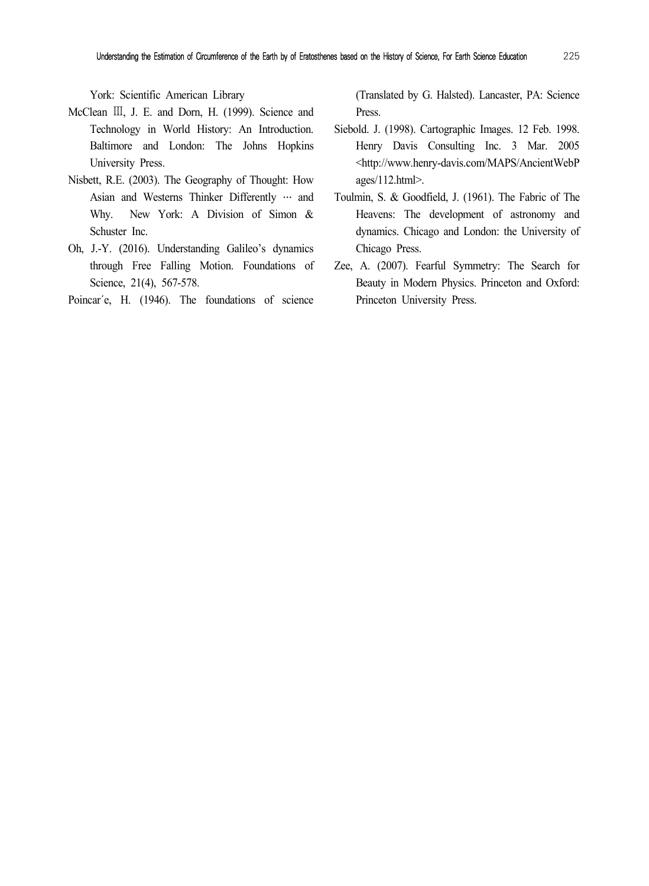York: Scientific American Library

McClean Ⅲ, J. E. and Dorn, H. (1999). Science and Technology in World History: An Introduction. Baltimore and London: The Johns Hopkins University Press.

Nisbett, R.E. (2003). The Geography of Thought: How Asian and Westerns Thinker Differently ··· and Why. New York: A Division of Simon & Schuster Inc.

Oh, J.-Y. (2016). Understanding Galileo's dynamics through Free Falling Motion. Foundations of Science, 21(4), 567-578.

Poincar´e, H. (1946). The foundations of science (Translated by G. Halsted). Lancaster, PA: Science Press.

Siebold. J. (1998). Cartographic Images. 12 Feb. 1998. Henry Davis Consulting Inc. 3 Mar. 2005 <http://www.henry-davis.com/MAPS/AncientWebPages/112.html>.

Toulmin, S. & Goodfield, J. (1961). The Fabric of The Heavens: The development of astronomy and dynamics. Chicago and London: the University of Chicago Press.

Zee, A. (2007). Fearful Symmetry: The Search for Beauty in Modern Physics. Princeton and Oxford: Princeton University Press.